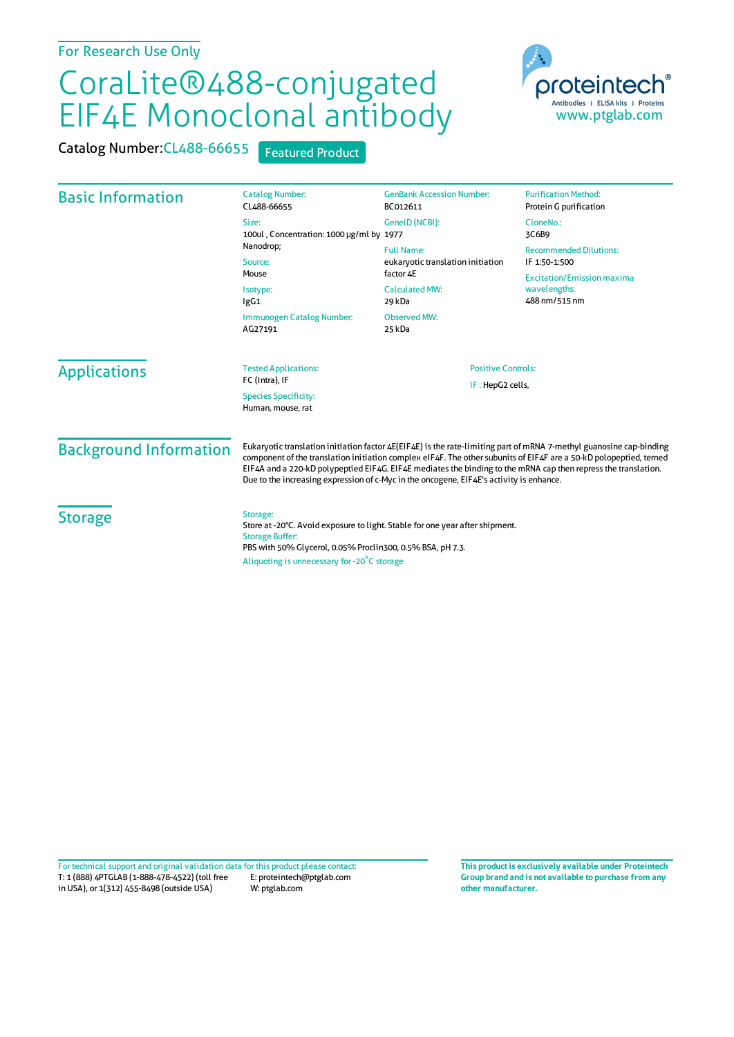For Research Use Only

# CoraLite®488-conjugated EIF4E Monoclonal antibody

Catalog Number: CL488-66655 Featured Product

proteintech® Antibodies | ELISA kits | Proteins www.ptglab.com

## Basic Information

Catalog Number:
CL488-66655

Size:
100ul , Concentration: 1000 μg/ml by Nanodrop;

Source:
Mouse

Isotype:
IgG1

Immunogen Catalog Number:
AG27191

GenBank Accession Number:
BC012611

GeneID (NCBI):
1977

Full Name:
eukaryotic translation initiation factor 4E

Calculated MW:
29 kDa

Observed MW:
25 kDa

Purification Method:
Protein G purification

CloneNo.:
3C6B9

Recommended Dilutions:
IF 1:50-1:500

Excitation/Emission maxima wavelengths:
488 nm/515 nm

## Applications

Tested Applications:
FC (Intra), IF

Species Specificity:
Human, mouse, rat

Positive Controls:
IF : HepG2 cells,

## Background Information

Eukaryotic translation initiation factor 4E(EIF4E) is the rate-limiting part of mRNA 7-methyl guanosine cap-binding component of the translation initiation complex eIF4F. The other subunits of EIF4F are a 50-kD polopeptied, terned EIF4A and a 220-kD polypeptied EIF4G. EIF4E mediates the binding to the mRNA cap then repress the translation. Due to the increasing expression of c-Myc in the oncogene, EIF4E's activity is enhance.

## Storage

Storage:
Store at -20°C. Avoid exposure to light. Stable for one year after shipment.

Storage Buffer:
PBS with 50% Glycerol, 0.05% Proclin300, 0.5% BSA, pH 7.3.

Aliquoting is unnecessary for -20°C storage

For technical support and original validation data for this product please contact:
T: 1 (888) 4PTGLAB (1-888-478-4522) (toll free in USA), or 1(312) 455-8498 (outside USA)
E: proteintech@ptglab.com
W: ptglab.com

**This product is exclusively available under Proteintech Group brand and is not available to purchase from any other manufacturer.**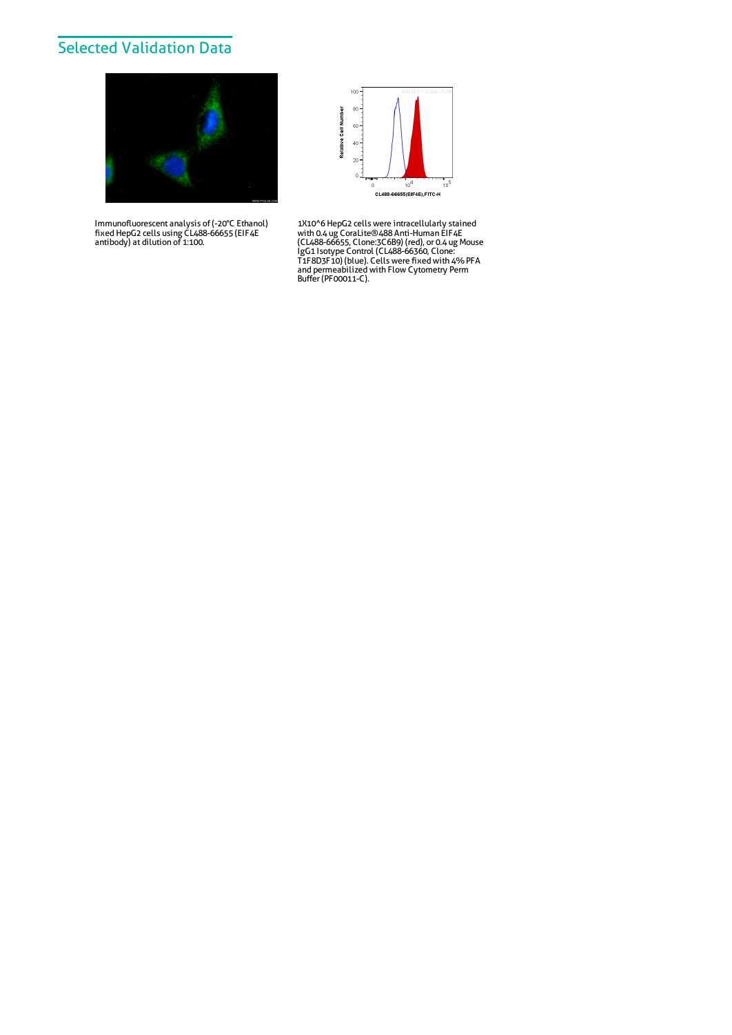## Selected Validation Data

100
80
60
40
20
0
Relative Cell Number
0
$10^4$
$10^5$
CL488-66655(EIF4E),FITC-H

Immunofluorescent analysis of (-20°C Ethanol) fixed HepG2 cells using CL488-66655 (EIF4E antibody) at dilution of 1:100.

1X10^6 HepG2 cells were intracellularly stained with 0.4 ug CoraLite®488 Anti-Human EIF4E (CL488-66655, Clone:3C6B9) (red), or 0.4 ug Mouse IgG1 Isotype Control (CL488-66360, Clone: T1F8D3F10) (blue). Cells were fixed with 4% PFA and permeabilized with Flow Cytometry Perm Buffer (PF00011-C).